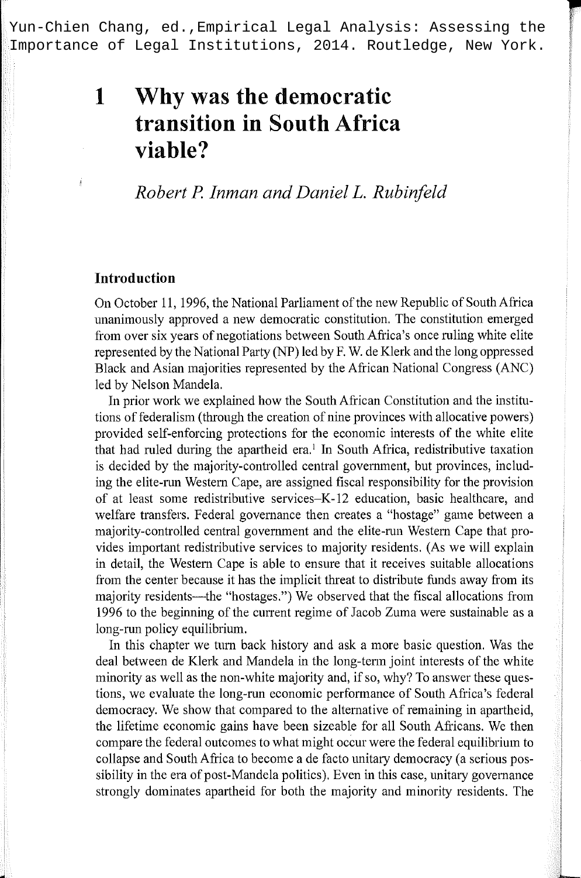Yun-Chien Chang, ed.,Empirical Legal Analysis: Assessing the Importance of Legal Institutions, 2014. Routledge, New York.

# 1 Why was the democratic transition in South Africa viable?

*Robert P. Inman and Daniel L. Rubinfeld*

## Introduction

On October 11, 1996, the National Parliament of the new Republic of South Africa unanimously approved a new democratic constitution. The constitution emerged from over six years of negotiations between South Africa's once ruling white elite represented by the National Party (NP) led by F. W. de Klerk and the long oppressed Black and Asian majorities represented by the African National Congress (ANC) led by Nelson Mandela.

In prior work we explained how the South African Constitution and the institutions of federalism (through the creation of nine provinces with allocative powers) provided self-enforcing protections for the economic interests of the white elite that had ruled during the apartheid era.[1] In South Africa, redistributive taxation is decided by the majority-controlled central government, but provinces, including the elite-run Western Cape, are assigned fiscal responsibility for the provision of at least some redistributive services–K-12 education, basic healthcare, and welfare transfers. Federal governance then creates a "hostage" game between a majority-controlled central government and the elite-run Western Cape that provides important redistributive services to majority residents. (As we will explain in detail, the Western Cape is able to ensure that it receives suitable allocations from the center because it has the implicit threat to distribute funds away from its majority residents—the "hostages.") We observed that the fiscal allocations from 1996 to the beginning of the current regime of Jacob Zuma were sustainable as a long-run policy equilibrium.

In this chapter we turn back history and ask a more basic question. Was the deal between de Klerk and Mandela in the long-term joint interests of the white minority as well as the non-white majority and, if so, why? To answer these questions, we evaluate the long-run economic performance of South Africa's federal democracy. We show that compared to the alternative of remaining in apartheid, the lifetime economic gains have been sizeable for all South Africans. We then compare the federal outcomes to what might occur were the federal equilibrium to collapse and South Africa to become a de facto unitary democracy (a serious possibility in the era of post-Mandela politics). Even in this case, unitary governance strongly dominates apartheid for both the majority and minority residents. The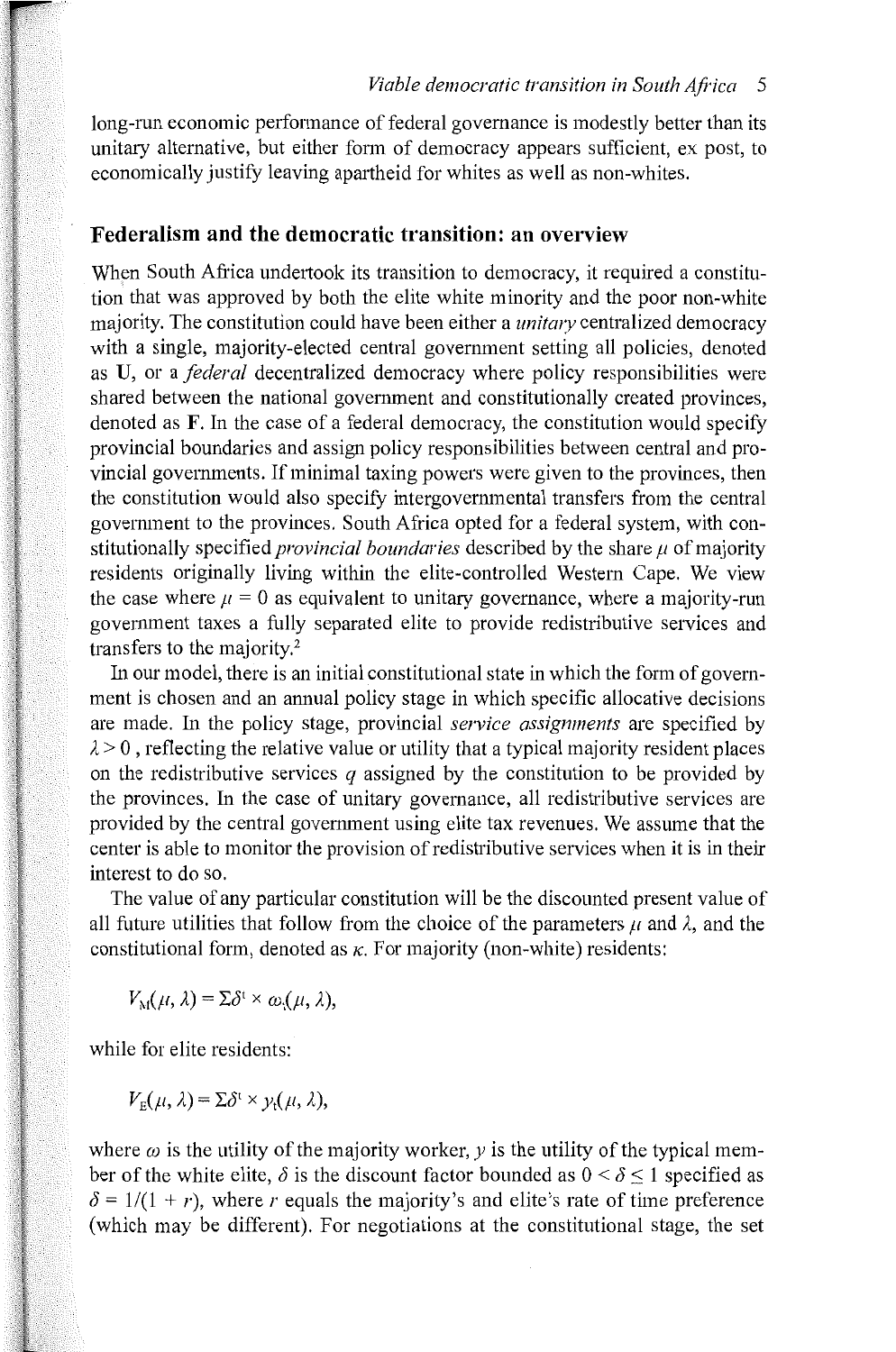long-run economic performance of federal governance is modestly better than its unitary alternative, but either form of democracy appears sufficient, ex post, to economically justify leaving apartheid for whites as well as non-whites.

## Federalism and the democratic transition: an overview

When South Africa undertook its transition to democracy, it required a constitution that was approved by both the elite white minority and the poor non-white majority. The constitution could have been either a *unitary* centralized democracy with a single, majority-elected central government setting all policies, denoted as **U**, or a *federal* decentralized democracy where policy responsibilities were shared between the national government and constitutionally created provinces, denoted as **F**. In the case of a federal democracy, the constitution would specify provincial boundaries and assign policy responsibilities between central and provincial governments. If minimal taxing powers were given to the provinces, then the constitution would also specify intergovernmental transfers from the central government to the provinces. South Africa opted for a federal system, with constitutionally specified *provincial boundaries* described by the share $\mu$ of majority residents originally living within the elite-controlled Western Cape. We view the case where $\mu = 0$ as equivalent to unitary governance, where a majority-run government taxes a fully separated elite to provide redistributive services and transfers to the majority.[2]

In our model, there is an initial constitutional state in which the form of government is chosen and an annual policy stage in which specific allocative decisions are made. In the policy stage, provincial *service assignments* are specified by $\lambda > 0$, reflecting the relative value or utility that a typical majority resident places on the redistributive services $q$ assigned by the constitution to be provided by the provinces. In the case of unitary governance, all redistributive services are provided by the central government using elite tax revenues. We assume that the center is able to monitor the provision of redistributive services when it is in their interest to do so.

The value of any particular constitution will be the discounted present value of all future utilities that follow from the choice of the parameters $\mu$ and $\lambda$, and the constitutional form, denoted as $\kappa$. For majority (non-white) residents:

$$V_M(\mu, \lambda) = \Sigma\delta^t \times \omega_t(\mu, \lambda),$$

while for elite residents:

$$V_E(\mu, \lambda) = \Sigma\delta^t \times y_t(\mu, \lambda),$$

where $\omega$ is the utility of the majority worker, $y$ is the utility of the typical member of the white elite, $\delta$ is the discount factor bounded as $0 < \delta \leq 1$ specified as $\delta = 1/(1 + r)$, where $r$ equals the majority's and elite's rate of time preference (which may be different). For negotiations at the constitutional stage, the set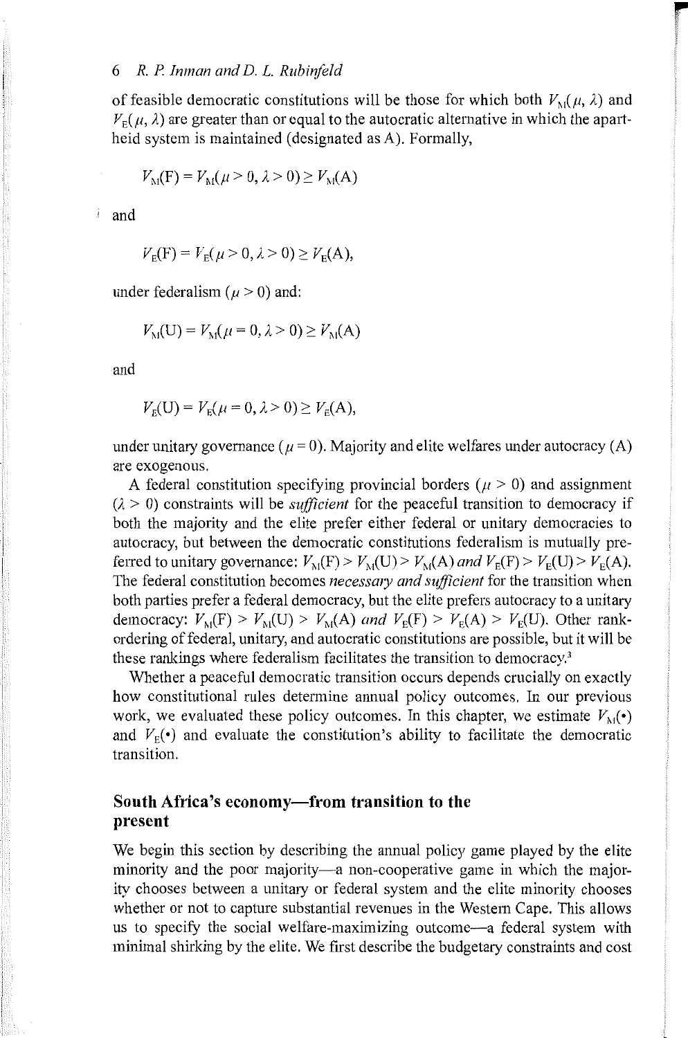of feasible democratic constitutions will be those for which both $V_M(\mu, \lambda)$ and $V_E(\mu, \lambda)$ are greater than or equal to the autocratic alternative in which the apartheid system is maintained (designated as A). Formally,

$$V_M(\mathrm{F}) = V_M(\mu > 0, \lambda > 0) \geq V_M(\mathrm{A})$$

and

$$V_E(\mathrm{F}) = V_E(\mu > 0, \lambda > 0) \geq V_E(\mathrm{A}),$$

under federalism ($\mu > 0$) and:

$$V_M(\mathrm{U}) = V_M(\mu = 0, \lambda > 0) \geq V_M(\mathrm{A})$$

and

$$V_E(\mathrm{U}) = V_E(\mu = 0, \lambda > 0) \geq V_E(\mathrm{A}),$$

under unitary governance ($\mu = 0$). Majority and elite welfares under autocracy (A) are exogenous.

A federal constitution specifying provincial borders ($\mu > 0$) and assignment ($\lambda > 0$) constraints will be *sufficient* for the peaceful transition to democracy if both the majority and the elite prefer either federal or unitary democracies to autocracy, but between the democratic constitutions federalism is mutually preferred to unitary governance: $V_M(\mathrm{F}) > V_M(\mathrm{U}) > V_M(\mathrm{A})$ *and* $V_E(\mathrm{F}) > V_E(\mathrm{U}) > V_E(\mathrm{A})$. The federal constitution becomes *necessary and sufficient* for the transition when both parties prefer a federal democracy, but the elite prefers autocracy to a unitary democracy: $V_M(\mathrm{F}) > V_M(\mathrm{U}) > V_M(\mathrm{A})$ *and* $V_E(\mathrm{F}) > V_E(\mathrm{A}) > V_E(\mathrm{U})$. Other rank-ordering of federal, unitary, and autocratic constitutions are possible, but it will be these rankings where federalism facilitates the transition to democracy.[3]

Whether a peaceful democratic transition occurs depends crucially on exactly how constitutional rules determine annual policy outcomes. In our previous work, we evaluated these policy outcomes. In this chapter, we estimate $V_M(\cdot)$ and $V_E(\cdot)$ and evaluate the constitution's ability to facilitate the democratic transition.

## South Africa's economy—from transition to the present

We begin this section by describing the annual policy game played by the elite minority and the poor majority—a non-cooperative game in which the majority chooses between a unitary or federal system and the elite minority chooses whether or not to capture substantial revenues in the Western Cape. This allows us to specify the social welfare-maximizing outcome—a federal system with minimal shirking by the elite. We first describe the budgetary constraints and cost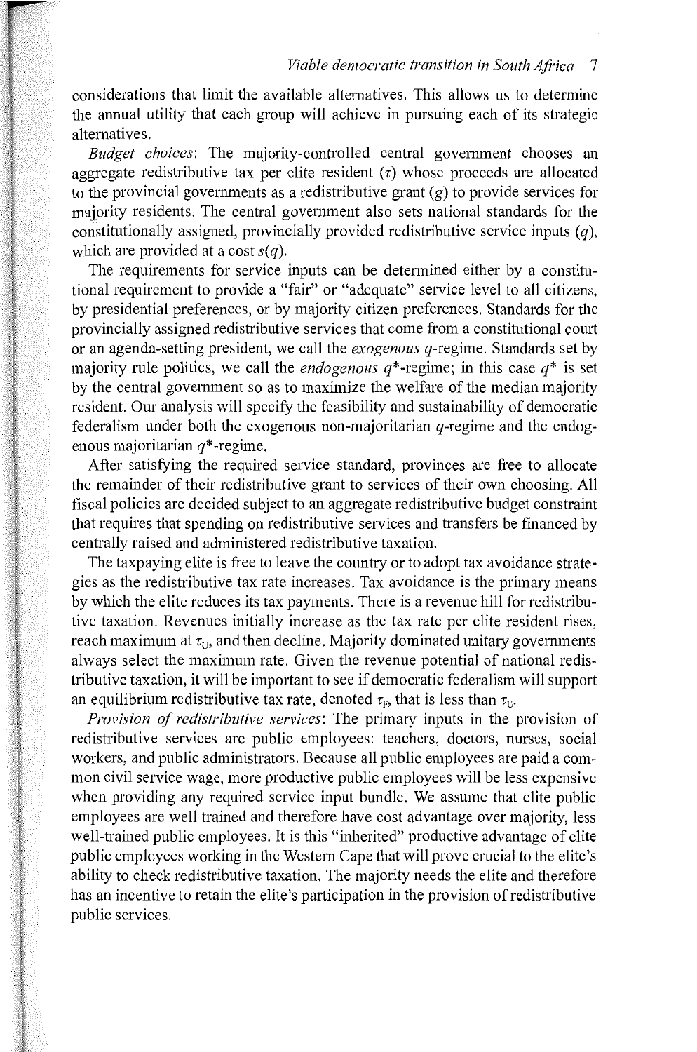considerations that limit the available alternatives. This allows us to determine the annual utility that each group will achieve in pursuing each of its strategic alternatives.

*Budget choices*: The majority-controlled central government chooses an aggregate redistributive tax per elite resident ($\tau$) whose proceeds are allocated to the provincial governments as a redistributive grant ($g$) to provide services for majority residents. The central government also sets national standards for the constitutionally assigned, provincially provided redistributive service inputs ($q$), which are provided at a cost $s(q)$.

The requirements for service inputs can be determined either by a constitutional requirement to provide a "fair" or "adequate" service level to all citizens, by presidential preferences, or by majority citizen preferences. Standards for the provincially assigned redistributive services that come from a constitutional court or an agenda-setting president, we call the *exogenous* $q$-regime. Standards set by majority rule politics, we call the *endogenous* $q^*$-regime; in this case $q^*$ is set by the central government so as to maximize the welfare of the median majority resident. Our analysis will specify the feasibility and sustainability of democratic federalism under both the exogenous non-majoritarian $q$-regime and the endogenous majoritarian $q^*$-regime.

After satisfying the required service standard, provinces are free to allocate the remainder of their redistributive grant to services of their own choosing. All fiscal policies are decided subject to an aggregate redistributive budget constraint that requires that spending on redistributive services and transfers be financed by centrally raised and administered redistributive taxation.

The taxpaying elite is free to leave the country or to adopt tax avoidance strategies as the redistributive tax rate increases. Tax avoidance is the primary means by which the elite reduces its tax payments. There is a revenue hill for redistributive taxation. Revenues initially increase as the tax rate per elite resident rises, reach maximum at $\tau_U$, and then decline. Majority dominated unitary governments always select the maximum rate. Given the revenue potential of national redistributive taxation, it will be important to see if democratic federalism will support an equilibrium redistributive tax rate, denoted $\tau_F$, that is less than $\tau_U$.

*Provision of redistributive services*: The primary inputs in the provision of redistributive services are public employees: teachers, doctors, nurses, social workers, and public administrators. Because all public employees are paid a common civil service wage, more productive public employees will be less expensive when providing any required service input bundle. We assume that elite public employees are well trained and therefore have cost advantage over majority, less well-trained public employees. It is this "inherited" productive advantage of elite public employees working in the Western Cape that will prove crucial to the elite's ability to check redistributive taxation. The majority needs the elite and therefore has an incentive to retain the elite's participation in the provision of redistributive public services.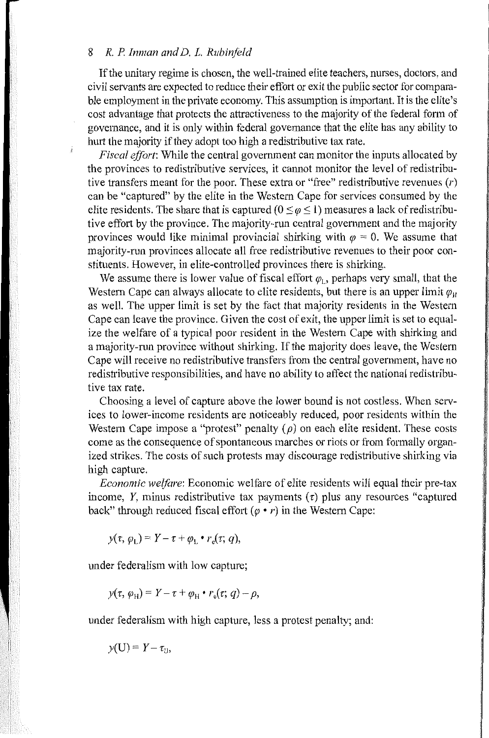If the unitary regime is chosen, the well-trained elite teachers, nurses, doctors, and civil servants are expected to reduce their effort or exit the public sector for comparable employment in the private economy. This assumption is important. It is the elite's cost advantage that protects the attractiveness to the majority of the federal form of governance, and it is only within federal governance that the elite has any ability to hurt the majority if they adopt too high a redistributive tax rate.

*Fiscal effort*: While the central government can monitor the inputs allocated by the provinces to redistributive services, it cannot monitor the level of redistributive transfers meant for the poor. These extra or "free" redistributive revenues ($r$) can be "captured" by the elite in the Western Cape for services consumed by the elite residents. The share that is captured ($0 \leq \varphi \leq 1$) measures a lack of redistributive effort by the province. The majority-run central government and the majority provinces would like minimal provincial shirking with $\varphi = 0$. We assume that majority-run provinces allocate all free redistributive revenues to their poor constituents. However, in elite-controlled provinces there is shirking.

We assume there is lower value of fiscal effort $\varphi_L$, perhaps very small, that the Western Cape can always allocate to elite residents, but there is an upper limit $\varphi_H$ as well. The upper limit is set by the fact that majority residents in the Western Cape can leave the province. Given the cost of exit, the upper limit is set to equalize the welfare of a typical poor resident in the Western Cape with shirking and a majority-run province without shirking. If the majority does leave, the Western Cape will receive no redistributive transfers from the central government, have no redistributive responsibilities, and have no ability to affect the national redistributive tax rate.

Choosing a level of capture above the lower bound is not costless. When services to lower-income residents are noticeably reduced, poor residents within the Western Cape impose a "protest" penalty ($\rho$) on each elite resident. These costs come as the consequence of spontaneous marches or riots or from formally organized strikes. The costs of such protests may discourage redistributive shirking via high capture.

*Economic welfare*: Economic welfare of elite residents will equal their pre-tax income, $Y$, minus redistributive tax payments ($\tau$) plus any resources "captured back" through reduced fiscal effort ($\varphi \cdot r$) in the Western Cape:

$$y(\tau, \varphi_L) = Y - \tau + \varphi_L \cdot r_e(\tau; q),$$

under federalism with low capture;

$$y(\tau, \varphi_H) = Y - \tau + \varphi_H \cdot r_e(\tau; q) - \rho,$$

under federalism with high capture, less a protest penalty; and:

$$y(\mathrm{U}) = Y - \tau_U,$$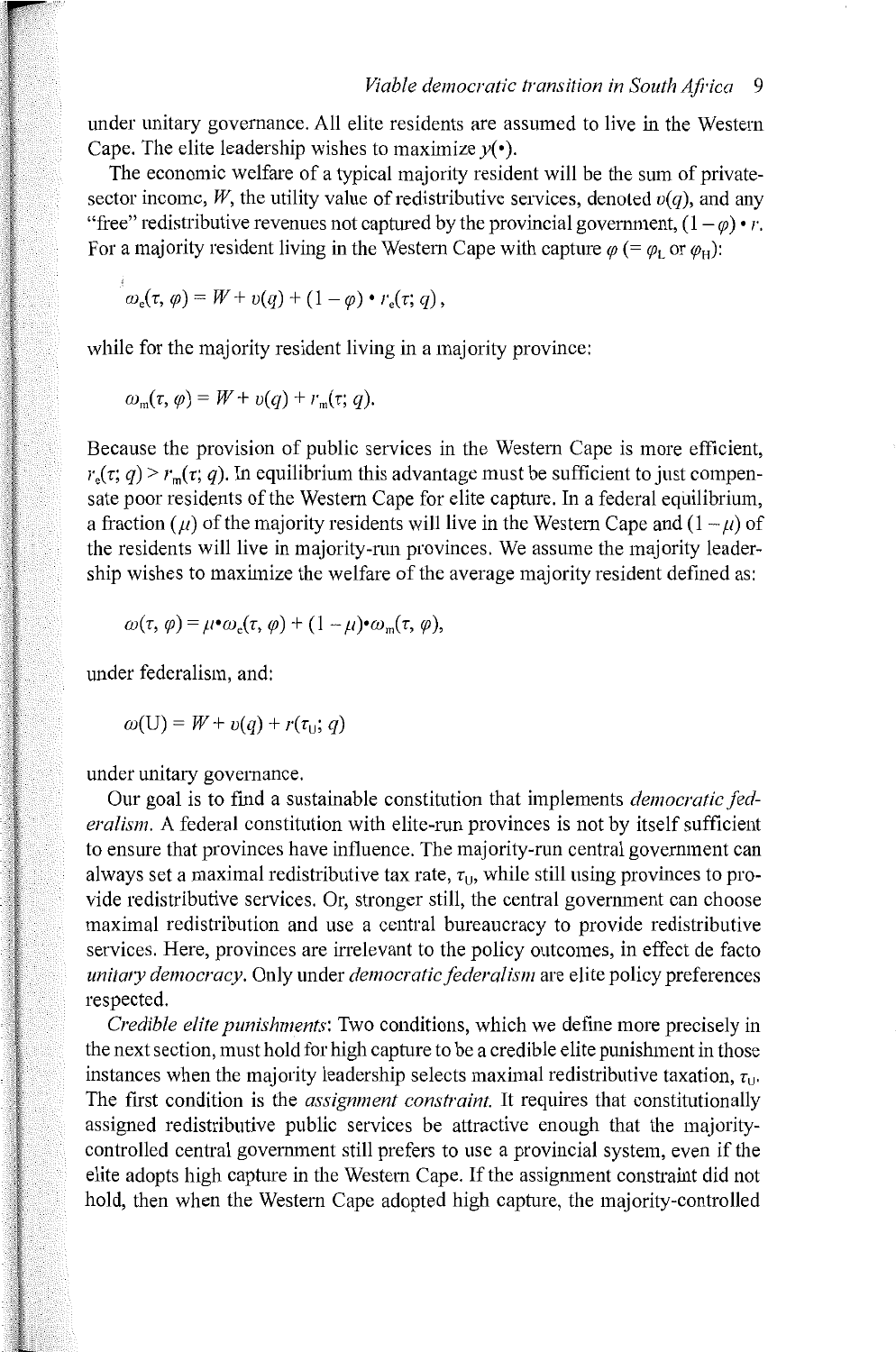under unitary governance. All elite residents are assumed to live in the Western Cape. The elite leadership wishes to maximize $y(\bullet)$.

The economic welfare of a typical majority resident will be the sum of private-sector income, $W$, the utility value of redistributive services, denoted $v(q)$, and any "free" redistributive revenues not captured by the provincial government, $(1 - \varphi) \bullet r$. For a majority resident living in the Western Cape with capture $\varphi$ $(= \varphi_L$ or $\varphi_H)$:

$$\omega_e(\tau, \varphi) = W + v(q) + (1 - \varphi) \bullet r_e(\tau; q),$$

while for the majority resident living in a majority province:

$$\omega_m(\tau, \varphi) = W + v(q) + r_m(\tau; q).$$

Because the provision of public services in the Western Cape is more efficient, $r_e(\tau; q) > r_m(\tau; q)$. In equilibrium this advantage must be sufficient to just compensate poor residents of the Western Cape for elite capture. In a federal equilibrium, a fraction $(\mu)$ of the majority residents will live in the Western Cape and $(1 - \mu)$ of the residents will live in majority-run provinces. We assume the majority leadership wishes to maximize the welfare of the average majority resident defined as:

$$\omega(\tau, \varphi) = \mu \bullet \omega_e(\tau, \varphi) + (1 - \mu) \bullet \omega_m(\tau, \varphi),$$

under federalism, and:

$$\omega(\mathrm{U}) = W + v(q) + r(\tau_U; q)$$

under unitary governance.

Our goal is to find a sustainable constitution that implements *democratic federalism*. A federal constitution with elite-run provinces is not by itself sufficient to ensure that provinces have influence. The majority-run central government can always set a maximal redistributive tax rate, $\tau_U$, while still using provinces to provide redistributive services. Or, stronger still, the central government can choose maximal redistribution and use a central bureaucracy to provide redistributive services. Here, provinces are irrelevant to the policy outcomes, in effect de facto *unitary democracy*. Only under *democratic federalism* are elite policy preferences respected.

*Credible elite punishments*: Two conditions, which we define more precisely in the next section, must hold for high capture to be a credible elite punishment in those instances when the majority leadership selects maximal redistributive taxation, $\tau_U$. The first condition is the *assignment constraint*. It requires that constitutionally assigned redistributive public services be attractive enough that the majority-controlled central government still prefers to use a provincial system, even if the elite adopts high capture in the Western Cape. If the assignment constraint did not hold, then when the Western Cape adopted high capture, the majority-controlled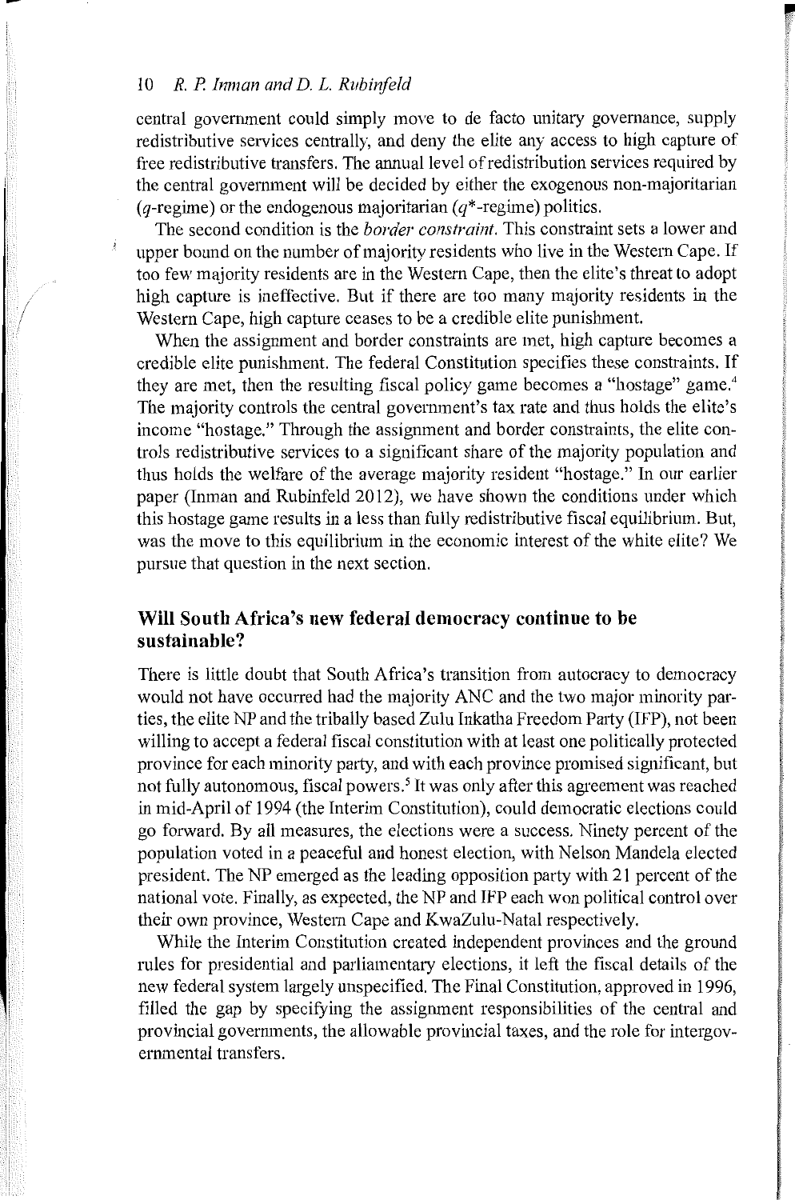central government could simply move to de facto unitary governance, supply redistributive services centrally, and deny the elite any access to high capture of free redistributive transfers. The annual level of redistribution services required by the central government will be decided by either the exogenous non-majoritarian ($q$-regime) or the endogenous majoritarian ($q^*$-regime) politics.

The second condition is the *border constraint*. This constraint sets a lower and upper bound on the number of majority residents who live in the Western Cape. If too few majority residents are in the Western Cape, then the elite's threat to adopt high capture is ineffective. But if there are too many majority residents in the Western Cape, high capture ceases to be a credible elite punishment.

When the assignment and border constraints are met, high capture becomes a credible elite punishment. The federal Constitution specifies these constraints. If they are met, then the resulting fiscal policy game becomes a "hostage" game.[4] The majority controls the central government's tax rate and thus holds the elite's income "hostage." Through the assignment and border constraints, the elite controls redistributive services to a significant share of the majority population and thus holds the welfare of the average majority resident "hostage." In our earlier paper (Inman and Rubinfeld 2012), we have shown the conditions under which this hostage game results in a less than fully redistributive fiscal equilibrium. But, was the move to this equilibrium in the economic interest of the white elite? We pursue that question in the next section.

## Will South Africa's new federal democracy continue to be sustainable?

There is little doubt that South Africa's transition from autocracy to democracy would not have occurred had the majority ANC and the two major minority parties, the elite NP and the tribally based Zulu Inkatha Freedom Party (IFP), not been willing to accept a federal fiscal constitution with at least one politically protected province for each minority party, and with each province promised significant, but not fully autonomous, fiscal powers.[5] It was only after this agreement was reached in mid-April of 1994 (the Interim Constitution), could democratic elections could go forward. By all measures, the elections were a success. Ninety percent of the population voted in a peaceful and honest election, with Nelson Mandela elected president. The NP emerged as the leading opposition party with 21 percent of the national vote. Finally, as expected, the NP and IFP each won political control over their own province, Western Cape and KwaZulu-Natal respectively.

While the Interim Constitution created independent provinces and the ground rules for presidential and parliamentary elections, it left the fiscal details of the new federal system largely unspecified. The Final Constitution, approved in 1996, filled the gap by specifying the assignment responsibilities of the central and provincial governments, the allowable provincial taxes, and the role for intergovernmental transfers.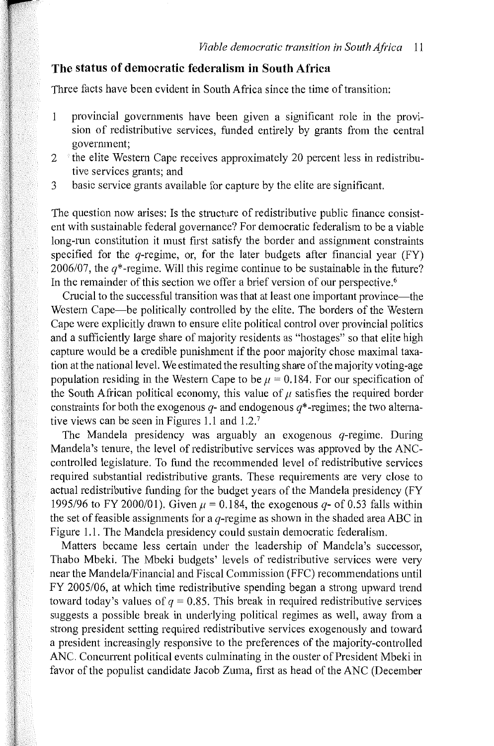## The status of democratic federalism in South Africa

Three facts have been evident in South Africa since the time of transition:

1. provincial governments have been given a significant role in the provision of redistributive services, funded entirely by grants from the central government;
2. the elite Western Cape receives approximately 20 percent less in redistributive services grants; and
3. basic service grants available for capture by the elite are significant.

The question now arises: Is the structure of redistributive public finance consistent with sustainable federal governance? For democratic federalism to be a viable long-run constitution it must first satisfy the border and assignment constraints specified for the $q$-regime, or, for the later budgets after financial year (FY) 2006/07, the $q^*$-regime. Will this regime continue to be sustainable in the future? In the remainder of this section we offer a brief version of our perspective.[6]

Crucial to the successful transition was that at least one important province—the Western Cape—be politically controlled by the elite. The borders of the Western Cape were explicitly drawn to ensure elite political control over provincial politics and a sufficiently large share of majority residents as "hostages" so that elite high capture would be a credible punishment if the poor majority chose maximal taxation at the national level. We estimated the resulting share of the majority voting-age population residing in the Western Cape to be $\mu = 0.184$. For our specification of the South African political economy, this value of $\mu$ satisfies the required border constraints for both the exogenous $q$- and endogenous $q^*$-regimes; the two alternative views can be seen in Figures 1.1 and 1.2.[7]

The Mandela presidency was arguably an exogenous $q$-regime. During Mandela's tenure, the level of redistributive services was approved by the ANC-controlled legislature. To fund the recommended level of redistributive services required substantial redistributive grants. These requirements are very close to actual redistributive funding for the budget years of the Mandela presidency (FY 1995/96 to FY 2000/01). Given $\mu = 0.184$, the exogenous $q$- of 0.53 falls within the set of feasible assignments for a $q$-regime as shown in the shaded area ABC in Figure 1.1. The Mandela presidency could sustain democratic federalism.

Matters became less certain under the leadership of Mandela's successor, Thabo Mbeki. The Mbeki budgets' levels of redistributive services were very near the Mandela/Financial and Fiscal Commission (FFC) recommendations until FY 2005/06, at which time redistributive spending began a strong upward trend toward today's values of $q = 0.85$. This break in required redistributive services suggests a possible break in underlying political regimes as well, away from a strong president setting required redistributive services exogenously and toward a president increasingly responsive to the preferences of the majority-controlled ANC. Concurrent political events culminating in the ouster of President Mbeki in favor of the populist candidate Jacob Zuma, first as head of the ANC (December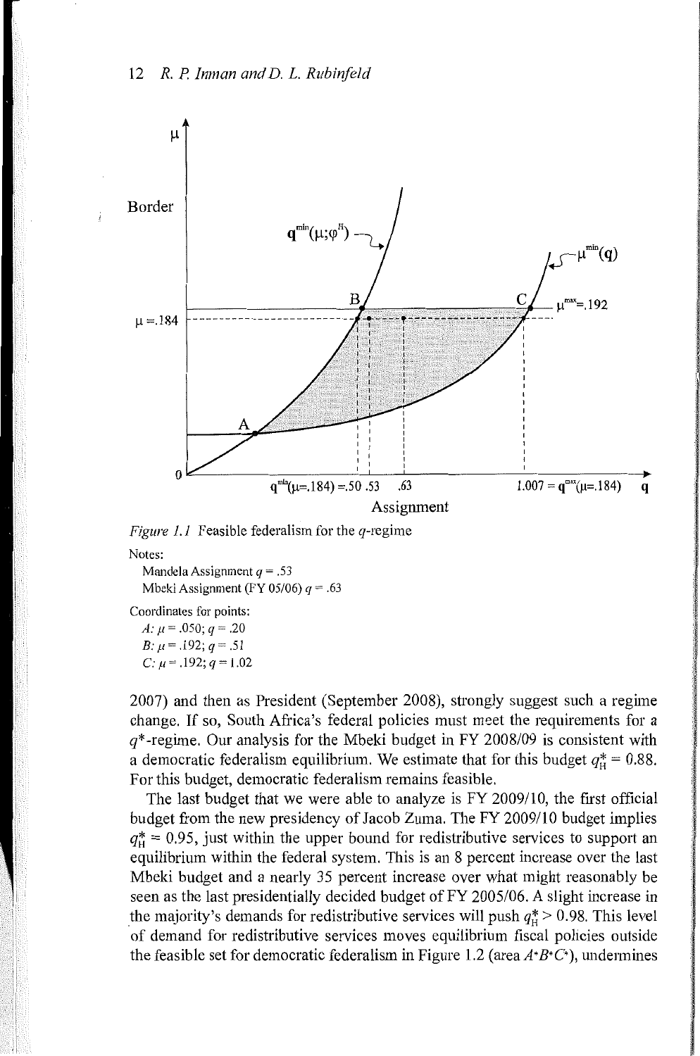*Figure 1.1* Feasible federalism for the $q$-regime

Notes:

Mandela Assignment $q = .53$

Mbeki Assignment (FY 05/06) $q = .63$

Coordinates for points:

$A$: $\mu = .050$; $q = .20$

$B$: $\mu = .192$; $q = .51$

$C$: $\mu = .192$; $q = 1.02$

2007) and then as President (September 2008), strongly suggest such a regime change. If so, South Africa's federal policies must meet the requirements for a $q^*$-regime. Our analysis for the Mbeki budget in FY 2008/09 is consistent with a democratic federalism equilibrium. We estimate that for this budget $q^*_H = 0.88$. For this budget, democratic federalism remains feasible.

The last budget that we were able to analyze is FY 2009/10, the first official budget from the new presidency of Jacob Zuma. The FY 2009/10 budget implies $q^*_H = 0.95$, just within the upper bound for redistributive services to support an equilibrium within the federal system. This is an 8 percent increase over the last Mbeki budget and a nearly 35 percent increase over what might reasonably be seen as the last presidentially decided budget of FY 2005/06. A slight increase in the majority's demands for redistributive services will push $q^*_H > 0.98$. This level of demand for redistributive services moves equilibrium fiscal policies outside the feasible set for democratic federalism in Figure 1.2 (area $A^*B^*C^*$), undermines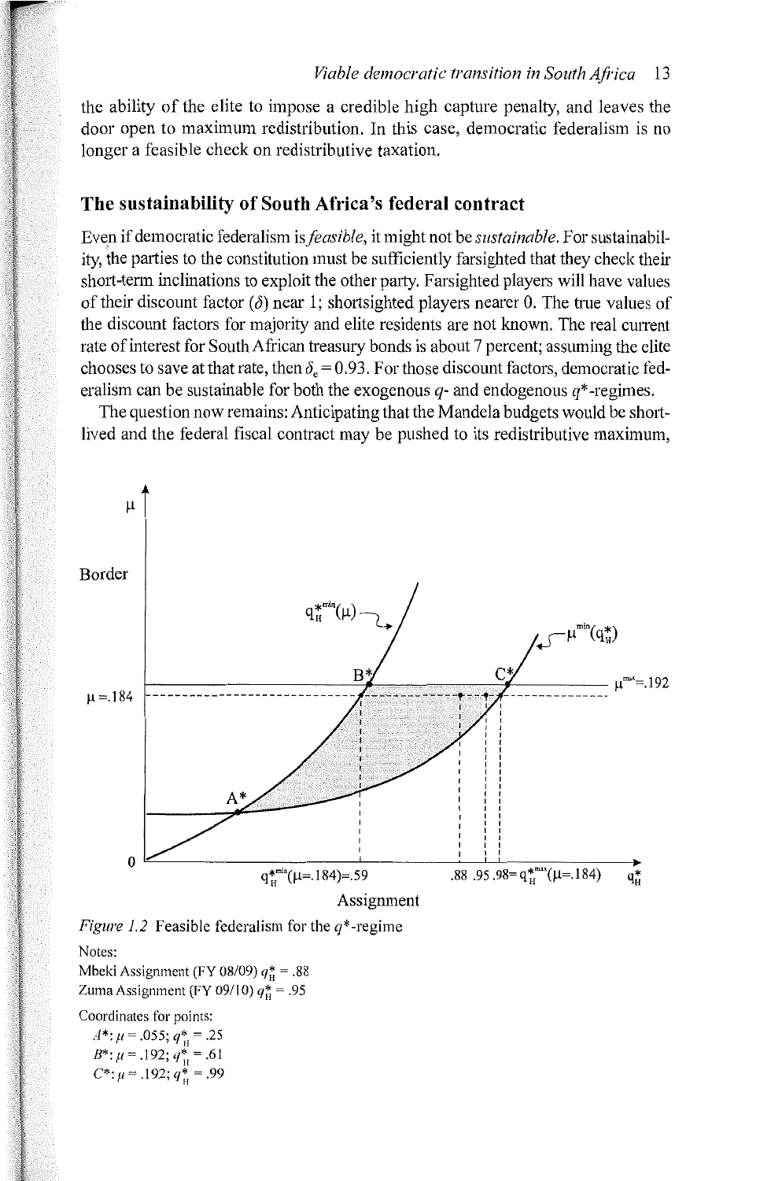the ability of the elite to impose a credible high capture penalty, and leaves the door open to maximum redistribution. In this case, democratic federalism is no longer a feasible check on redistributive taxation.

## The sustainability of South Africa's federal contract

Even if democratic federalism is *feasible*, it might not be *sustainable*. For sustainability, the parties to the constitution must be sufficiently farsighted that they check their short-term inclinations to exploit the other party. Farsighted players will have values of their discount factor ($\delta$) near 1; shortsighted players nearer 0. The true values of the discount factors for majority and elite residents are not known. The real current rate of interest for South African treasury bonds is about 7 percent; assuming the elite chooses to save at that rate, then $\delta_e = 0.93$. For those discount factors, democratic federalism can be sustainable for both the exogenous $q$- and endogenous $q^*$-regimes.

The question now remains: Anticipating that the Mandela budgets would be short-lived and the federal fiscal contract may be pushed to its redistributive maximum,

*Figure 1.2* Feasible federalism for the $q^*$-regime

Notes:
Mbeki Assignment (FY 08/09) $q^*_H = .88$
Zuma Assignment (FY 09/10) $q^*_H = .95$

Coordinates for points:

$A^*$: $\mu = .055$; $q^*_H = .25$
$B^*$: $\mu = .192$; $q^*_H = .61$
$C^*$: $\mu = .192$; $q^*_H = .99$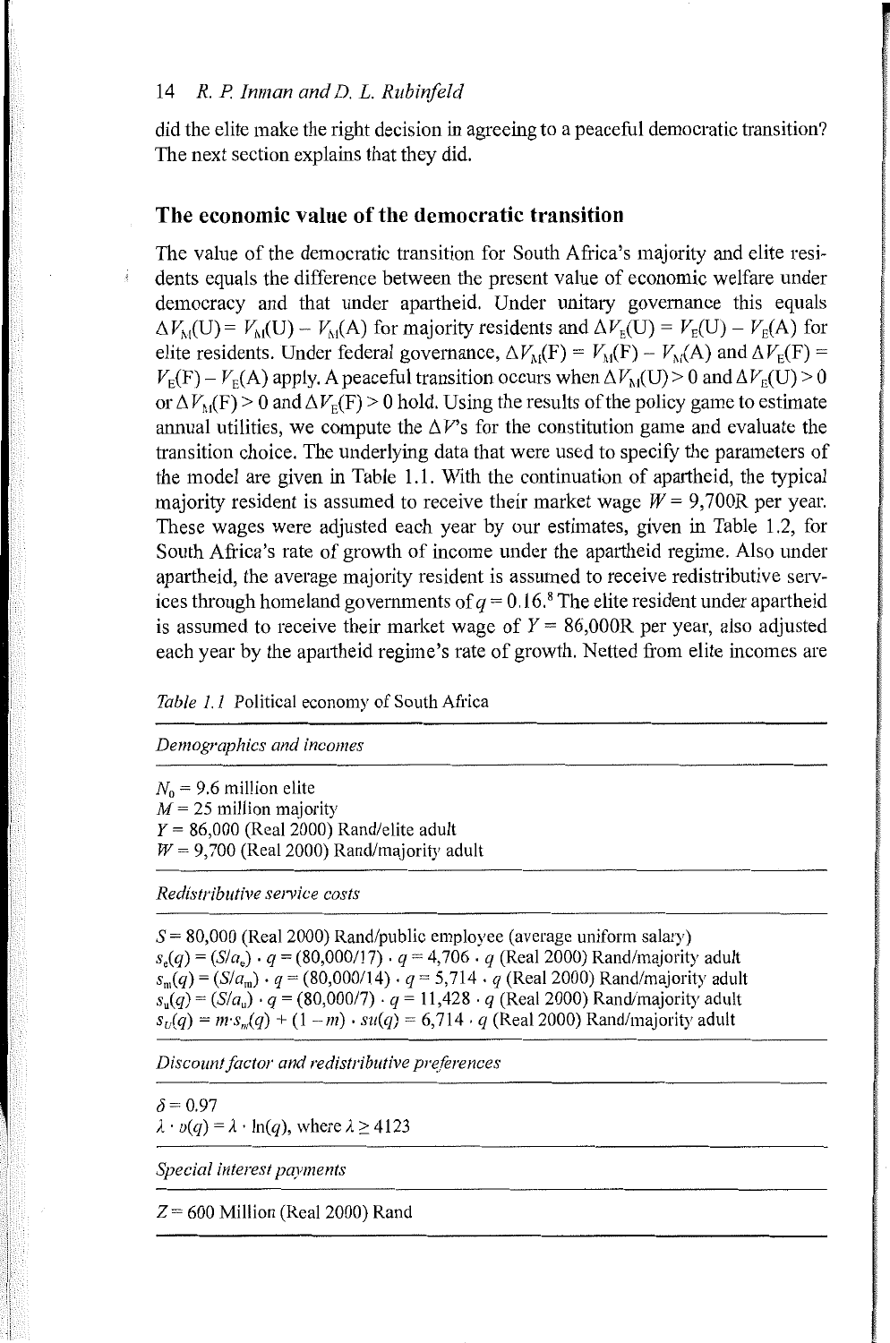did the elite make the right decision in agreeing to a peaceful democratic transition? The next section explains that they did.

## The economic value of the democratic transition

The value of the democratic transition for South Africa's majority and elite residents equals the difference between the present value of economic welfare under democracy and that under apartheid. Under unitary governance this equals $\Delta V_M(U) = V_M(U) - V_M(A)$ for majority residents and $\Delta V_E(U) = V_E(U) - V_E(A)$ for elite residents. Under federal governance, $\Delta V_M(F) = V_M(F) - V_M(A)$ and $\Delta V_E(F) = V_E(F) - V_E(A)$ apply. A peaceful transition occurs when $\Delta V_M(U) > 0$ and $\Delta V_E(U) > 0$ or $\Delta V_M(F) > 0$ and $\Delta V_E(F) > 0$ hold. Using the results of the policy game to estimate annual utilities, we compute the $\Delta V$'s for the constitution game and evaluate the transition choice. The underlying data that were used to specify the parameters of the model are given in Table 1.1. With the continuation of apartheid, the typical majority resident is assumed to receive their market wage $W = 9{,}700$R per year. These wages were adjusted each year by our estimates, given in Table 1.2, for South Africa's rate of growth of income under the apartheid regime. Also under apartheid, the average majority resident is assumed to receive redistributive services through homeland governments of $q = 0.16$.[8] The elite resident under apartheid is assumed to receive their market wage of $Y = 86{,}000$R per year, also adjusted each year by the apartheid regime's rate of growth. Netted from elite incomes are

*Table 1.1* Political economy of South Africa

| |
|---|
| *Demographics and incomes* |
| $N_0 = 9.6$ million elite<br>$M = 25$ million majority<br>$Y = 86{,}000$ (Real 2000) Rand/elite adult<br>$W = 9{,}700$ (Real 2000) Rand/majority adult |
| *Redistributive service costs* |
| $S = 80{,}000$ (Real 2000) Rand/public employee (average uniform salary)<br>$s_e(q) = (S/a_e) \cdot q = (80{,}000/17) \cdot q = 4{,}706 \cdot q$ (Real 2000) Rand/majority adult<br>$s_m(q) = (S/a_m) \cdot q = (80{,}000/14) \cdot q = 5{,}714 \cdot q$ (Real 2000) Rand/majority adult<br>$s_u(q) = (S/a_u) \cdot q = (80{,}000/7) \cdot q = 11{,}428 \cdot q$ (Real 2000) Rand/majority adult<br>$s_U(q) = m \cdot s_m(q) + (1 - m) \cdot su(q) = 6{,}714 \cdot q$ (Real 2000) Rand/majority adult |
| *Discount factor and redistributive preferences* |
| $\delta = 0.97$<br>$\lambda \cdot v(q) = \lambda \cdot \ln(q)$, where $\lambda \geq 4123$ |
| *Special interest payments* |
| $Z = 600$ Million (Real 2000) Rand |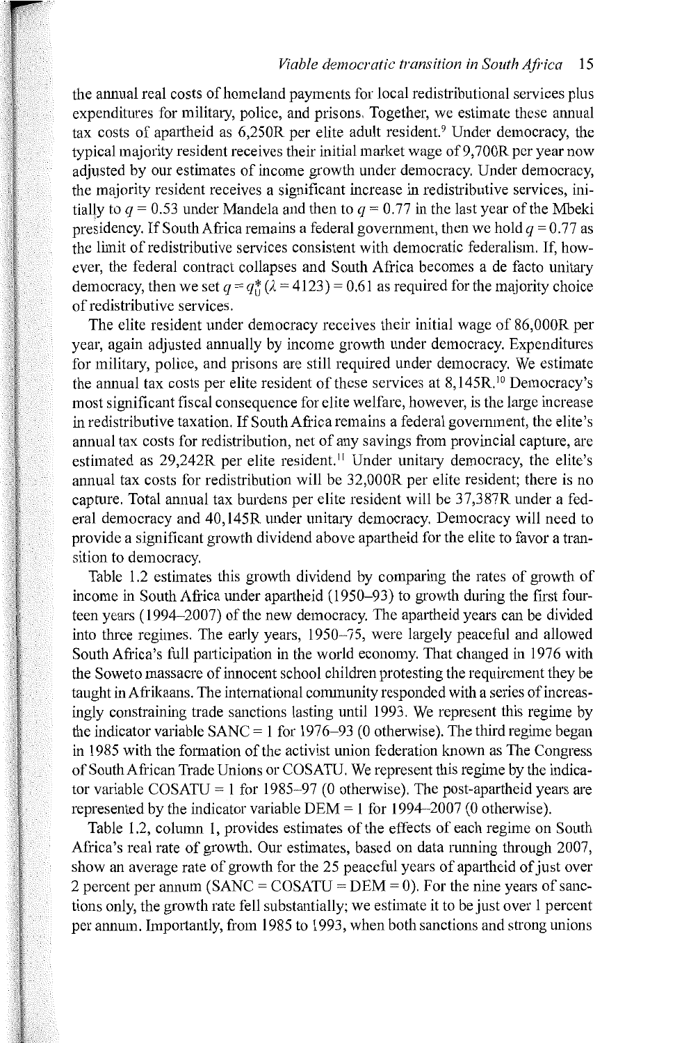the annual real costs of homeland payments for local redistributional services plus expenditures for military, police, and prisons. Together, we estimate these annual tax costs of apartheid as 6,250R per elite adult resident.[9] Under democracy, the typical majority resident receives their initial market wage of 9,700R per year now adjusted by our estimates of income growth under democracy. Under democracy, the majority resident receives a significant increase in redistributive services, initially to $q = 0.53$ under Mandela and then to $q = 0.77$ in the last year of the Mbeki presidency. If South Africa remains a federal government, then we hold $q = 0.77$ as the limit of redistributive services consistent with democratic federalism. If, however, the federal contract collapses and South Africa becomes a de facto unitary democracy, then we set $q = q^*_U(\lambda = 4123) = 0.61$ as required for the majority choice of redistributive services.

The elite resident under democracy receives their initial wage of 86,000R per year, again adjusted annually by income growth under democracy. Expenditures for military, police, and prisons are still required under democracy. We estimate the annual tax costs per elite resident of these services at 8,145R.[10] Democracy's most significant fiscal consequence for elite welfare, however, is the large increase in redistributive taxation. If South Africa remains a federal government, the elite's annual tax costs for redistribution, net of any savings from provincial capture, are estimated as 29,242R per elite resident.[11] Under unitary democracy, the elite's annual tax costs for redistribution will be 32,000R per elite resident; there is no capture. Total annual tax burdens per elite resident will be 37,387R under a federal democracy and 40,145R under unitary democracy. Democracy will need to provide a significant growth dividend above apartheid for the elite to favor a transition to democracy.

Table 1.2 estimates this growth dividend by comparing the rates of growth of income in South Africa under apartheid (1950–93) to growth during the first fourteen years (1994–2007) of the new democracy. The apartheid years can be divided into three regimes. The early years, 1950–75, were largely peaceful and allowed South Africa's full participation in the world economy. That changed in 1976 with the Soweto massacre of innocent school children protesting the requirement they be taught in Afrikaans. The international community responded with a series of increasingly constraining trade sanctions lasting until 1993. We represent this regime by the indicator variable SANC = 1 for 1976–93 (0 otherwise). The third regime began in 1985 with the formation of the activist union federation known as The Congress of South African Trade Unions or COSATU. We represent this regime by the indicator variable COSATU = 1 for 1985–97 (0 otherwise). The post-apartheid years are represented by the indicator variable DEM = 1 for 1994–2007 (0 otherwise).

Table 1.2, column 1, provides estimates of the effects of each regime on South Africa's real rate of growth. Our estimates, based on data running through 2007, show an average rate of growth for the 25 peaceful years of apartheid of just over 2 percent per annum (SANC = COSATU = DEM = 0). For the nine years of sanctions only, the growth rate fell substantially; we estimate it to be just over 1 percent per annum. Importantly, from 1985 to 1993, when both sanctions and strong unions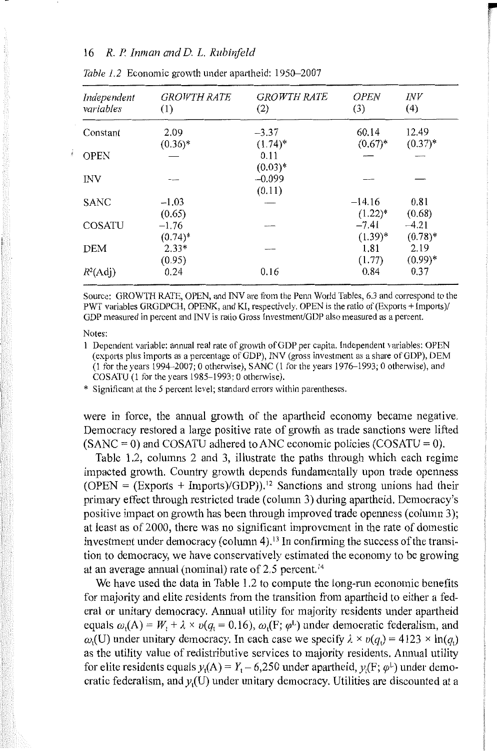*Table 1.2* Economic growth under apartheid: 1950–2007

| *Independent variables* | *GROWTH RATE* (1) | *GROWTH RATE* (2) | *OPEN* (3) | *INV* (4) |
|---|---|---|---|---|
| Constant | 2.09 | −3.37 | 60.14 | 12.49 |
| | (0.36)* | (1.74)* | (0.67)* | (0.37)* |
| OPEN | — | 0.11 | — | — |
| | | (0.03)* | | |
| INV | — | −0.099 | — | — |
| | | (0.11) | | |
| SANC | −1.03 | — | −14.16 | 0.81 |
| | (0.65) | | (1.22)* | (0.68) |
| COSATU | −1.76 | — | −7.41 | −4.21 |
| | (0.74)* | | (1.39)* | (0.78)* |
| DEM | 2.33* | — | 1.81 | 2.19 |
| | (0.95) | | (1.77) | (0.99)* |
| $R^2$(Adj) | 0.24 | 0.16 | 0.84 | 0.37 |

Source: GROWTH RATE, OPEN, and INV are from the Penn World Tables, 6.3 and correspond to the PWT variables GRGDPCH, OPENK, and KI, respectively. OPEN is the ratio of (Exports + Imports)/GDP measured in percent and INV is ratio Gross Investment/GDP also measured as a percent.

Notes:

1 Dependent variable: annual real rate of growth of GDP per capita. Independent variables: OPEN (exports plus imports as a percentage of GDP), INV (gross investment as a share of GDP), DEM (1 for the years 1994–2007; 0 otherwise), SANC (1 for the years 1976–1993; 0 otherwise), and COSATU (1 for the years 1985–1993; 0 otherwise).

\* Significant at the 5 percent level; standard errors within parentheses.

were in force, the annual growth of the apartheid economy became negative. Democracy restored a large positive rate of growth as trade sanctions were lifted (SANC = 0) and COSATU adhered to ANC economic policies (COSATU = 0).

Table 1.2, columns 2 and 3, illustrate the paths through which each regime impacted growth. Country growth depends fundamentally upon trade openness (OPEN = (Exports + Imports)/GDP)).[12] Sanctions and strong unions had their primary effect through restricted trade (column 3) during apartheid. Democracy's positive impact on growth has been through improved trade openness (column 3); at least as of 2000, there was no significant improvement in the rate of domestic investment under democracy (column 4).[13] In confirming the success of the transition to democracy, we have conservatively estimated the economy to be growing at an average annual (nominal) rate of 2.5 percent.[14]

We have used the data in Table 1.2 to compute the long-run economic benefits for majority and elite residents from the transition from apartheid to either a federal or unitary democracy. Annual utility for majority residents under apartheid equals $\omega_t(\mathrm{A}) = W_t + \lambda \times v(q_t = 0.16)$, $\omega_t(\mathrm{F}; \varphi^{\mathrm{L}})$ under democratic federalism, and $\omega_t(\mathrm{U})$ under unitary democracy. In each case we specify $\lambda \times v(q_t) = 4123 \times \ln(q_t)$ as the utility value of redistributive services to majority residents. Annual utility for elite residents equals $y_t(\mathrm{A}) = Y_t - 6{,}250$ under apartheid, $y_t(\mathrm{F}; \varphi^{\mathrm{L}})$ under democratic federalism, and $y_t(\mathrm{U})$ under unitary democracy. Utilities are discounted at a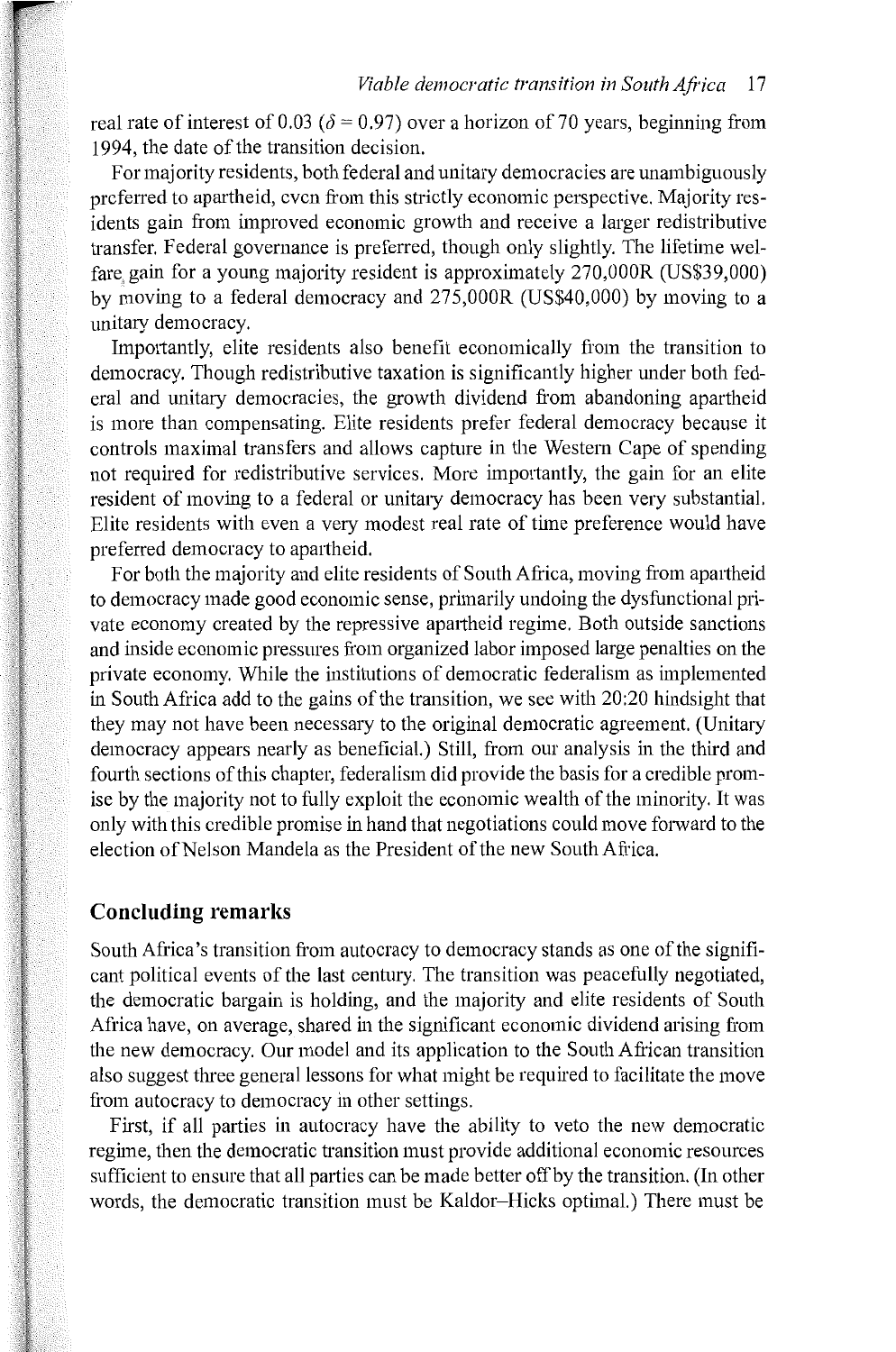real rate of interest of 0.03 ($\delta = 0.97$) over a horizon of 70 years, beginning from 1994, the date of the transition decision.

For majority residents, both federal and unitary democracies are unambiguously preferred to apartheid, even from this strictly economic perspective. Majority residents gain from improved economic growth and receive a larger redistributive transfer. Federal governance is preferred, though only slightly. The lifetime welfare gain for a young majority resident is approximately 270,000R (US$39,000) by moving to a federal democracy and 275,000R (US$40,000) by moving to a unitary democracy.

Importantly, elite residents also benefit economically from the transition to democracy. Though redistributive taxation is significantly higher under both federal and unitary democracies, the growth dividend from abandoning apartheid is more than compensating. Elite residents prefer federal democracy because it controls maximal transfers and allows capture in the Western Cape of spending not required for redistributive services. More importantly, the gain for an elite resident of moving to a federal or unitary democracy has been very substantial. Elite residents with even a very modest real rate of time preference would have preferred democracy to apartheid.

For both the majority and elite residents of South Africa, moving from apartheid to democracy made good economic sense, primarily undoing the dysfunctional private economy created by the repressive apartheid regime. Both outside sanctions and inside economic pressures from organized labor imposed large penalties on the private economy. While the institutions of democratic federalism as implemented in South Africa add to the gains of the transition, we see with 20:20 hindsight that they may not have been necessary to the original democratic agreement. (Unitary democracy appears nearly as beneficial.) Still, from our analysis in the third and fourth sections of this chapter, federalism did provide the basis for a credible promise by the majority not to fully exploit the economic wealth of the minority. It was only with this credible promise in hand that negotiations could move forward to the election of Nelson Mandela as the President of the new South Africa.

## Concluding remarks

South Africa's transition from autocracy to democracy stands as one of the significant political events of the last century. The transition was peacefully negotiated, the democratic bargain is holding, and the majority and elite residents of South Africa have, on average, shared in the significant economic dividend arising from the new democracy. Our model and its application to the South African transition also suggest three general lessons for what might be required to facilitate the move from autocracy to democracy in other settings.

First, if all parties in autocracy have the ability to veto the new democratic regime, then the democratic transition must provide additional economic resources sufficient to ensure that all parties can be made better off by the transition. (In other words, the democratic transition must be Kaldor–Hicks optimal.) There must be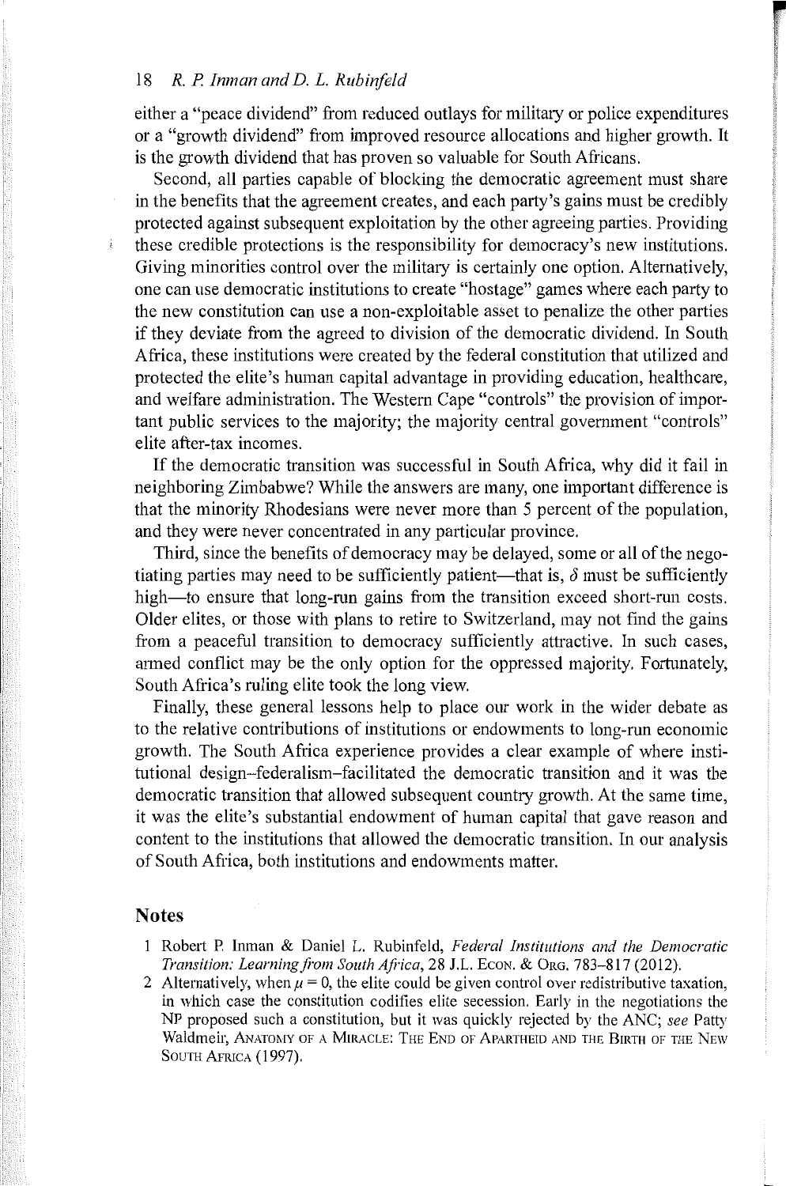either a "peace dividend" from reduced outlays for military or police expenditures or a "growth dividend" from improved resource allocations and higher growth. It is the growth dividend that has proven so valuable for South Africans.

Second, all parties capable of blocking the democratic agreement must share in the benefits that the agreement creates, and each party's gains must be credibly protected against subsequent exploitation by the other agreeing parties. Providing these credible protections is the responsibility for democracy's new institutions. Giving minorities control over the military is certainly one option. Alternatively, one can use democratic institutions to create "hostage" games where each party to the new constitution can use a non-exploitable asset to penalize the other parties if they deviate from the agreed to division of the democratic dividend. In South Africa, these institutions were created by the federal constitution that utilized and protected the elite's human capital advantage in providing education, healthcare, and welfare administration. The Western Cape "controls" the provision of important public services to the majority; the majority central government "controls" elite after-tax incomes.

If the democratic transition was successful in South Africa, why did it fail in neighboring Zimbabwe? While the answers are many, one important difference is that the minority Rhodesians were never more than 5 percent of the population, and they were never concentrated in any particular province.

Third, since the benefits of democracy may be delayed, some or all of the negotiating parties may need to be sufficiently patient—that is, $\delta$ must be sufficiently high—to ensure that long-run gains from the transition exceed short-run costs. Older elites, or those with plans to retire to Switzerland, may not find the gains from a peaceful transition to democracy sufficiently attractive. In such cases, armed conflict may be the only option for the oppressed majority. Fortunately, South Africa's ruling elite took the long view.

Finally, these general lessons help to place our work in the wider debate as to the relative contributions of institutions or endowments to long-run economic growth. The South Africa experience provides a clear example of where institutional design–federalism–facilitated the democratic transition and it was the democratic transition that allowed subsequent country growth. At the same time, it was the elite's substantial endowment of human capital that gave reason and content to the institutions that allowed the democratic transition. In our analysis of South Africa, both institutions and endowments matter.

## Notes

1 Robert P. Inman & Daniel L. Rubinfeld, *Federal Institutions and the Democratic Transition: Learning from South Africa*, 28 J.L. Econ. & Org. 783–817 (2012).

2 Alternatively, when $\mu = 0$, the elite could be given control over redistributive taxation, in which case the constitution codifies elite secession. Early in the negotiations the NP proposed such a constitution, but it was quickly rejected by the ANC; *see* Patty Waldmeir, Anatomy of a Miracle: The End of Apartheid and the Birth of the New South Africa (1997).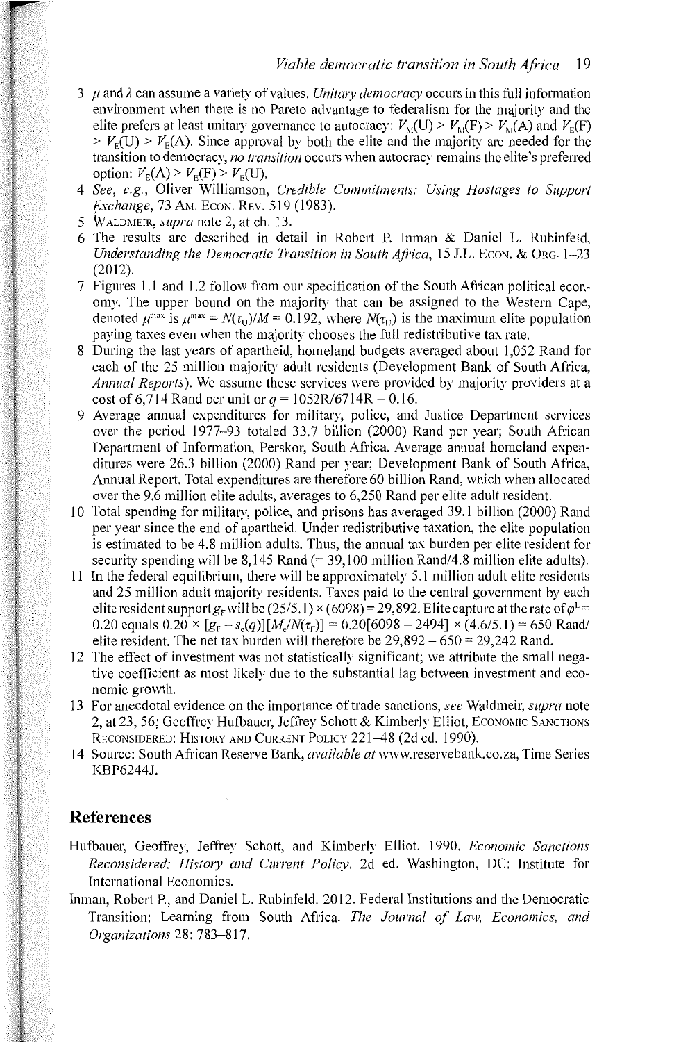3 $\mu$ and $\lambda$ can assume a variety of values. *Unitary democracy* occurs in this full information environment when there is no Pareto advantage to federalism for the majority and the elite prefers at least unitary governance to autocracy: $V_M(U) > V_M(F) > V_M(A)$ and $V_E(F) > V_E(U) > V_E(A)$. Since approval by both the elite and the majority are needed for the transition to democracy, *no transition* occurs when autocracy remains the elite's preferred option: $V_E(A) > V_E(F) > V_E(U)$.

4 *See, e.g.*, Oliver Williamson, *Credible Commitments: Using Hostages to Support Exchange*, 73 AM. ECON. REV. 519 (1983).

5 WALDMEIR, *supra* note 2, at ch. 13.

6 The results are described in detail in Robert P. Inman & Daniel L. Rubinfeld, *Understanding the Democratic Transition in South Africa*, 15 J.L. ECON. & ORG. 1–23 (2012).

7 Figures 1.1 and 1.2 follow from our specification of the South African political economy. The upper bound on the majority that can be assigned to the Western Cape, denoted $\mu^{max}$ is $\mu^{max} = N(\tau_U)/M = 0.192$, where $N(\tau_U)$ is the maximum elite population paying taxes even when the majority chooses the full redistributive tax rate.

8 During the last years of apartheid, homeland budgets averaged about 1,052 Rand for each of the 25 million majority adult residents (Development Bank of South Africa, *Annual Reports*). We assume these services were provided by majority providers at a cost of 6,714 Rand per unit or $q = 1052R/6714R = 0.16$.

9 Average annual expenditures for military, police, and Justice Department services over the period 1977–93 totaled 33.7 billion (2000) Rand per year; South African Department of Information, Perskor, South Africa. Average annual homeland expenditures were 26.3 billion (2000) Rand per year; Development Bank of South Africa, Annual Report. Total expenditures are therefore 60 billion Rand, which when allocated over the 9.6 million elite adults, averages to 6,250 Rand per elite adult resident.

10 Total spending for military, police, and prisons has averaged 39.1 billion (2000) Rand per year since the end of apartheid. Under redistributive taxation, the elite population is estimated to be 4.8 million adults. Thus, the annual tax burden per elite resident for security spending will be 8,145 Rand (= 39,100 million Rand/4.8 million elite adults).

11 In the federal equilibrium, there will be approximately 5.1 million adult elite residents and 25 million adult majority residents. Taxes paid to the central government by each elite resident support $g_F$ will be $(25/5.1) \times (6098) = 29{,}892$. Elite capture at the rate of $\varphi^L = 0.20$ equals $0.20 \times [g_F - s_e(q)][M_e/N(\tau_F)] = 0.20[6098 - 2494] \times (4.6/5.1) = 650$ Rand/elite resident. The net tax burden will therefore be $29{,}892 - 650 = 29{,}242$ Rand.

12 The effect of investment was not statistically significant; we attribute the small negative coefficient as most likely due to the substantial lag between investment and economic growth.

13 For anecdotal evidence on the importance of trade sanctions, *see* Waldmeir, *supra* note 2, at 23, 56; Geoffrey Hufbauer, Jeffrey Schott & Kimberly Elliot, ECONOMIC SANCTIONS RECONSIDERED: HISTORY AND CURRENT POLICY 221–48 (2d ed. 1990).

14 Source: South African Reserve Bank, *available at* www.reservebank.co.za, Time Series KBP6244J.

## References

Hufbauer, Geoffrey, Jeffrey Schott, and Kimberly Elliot. 1990. *Economic Sanctions Reconsidered: History and Current Policy*. 2d ed. Washington, DC: Institute for International Economics.

Inman, Robert P., and Daniel L. Rubinfeld. 2012. Federal Institutions and the Democratic Transition: Learning from South Africa. *The Journal of Law, Economics, and Organizations* 28: 783–817.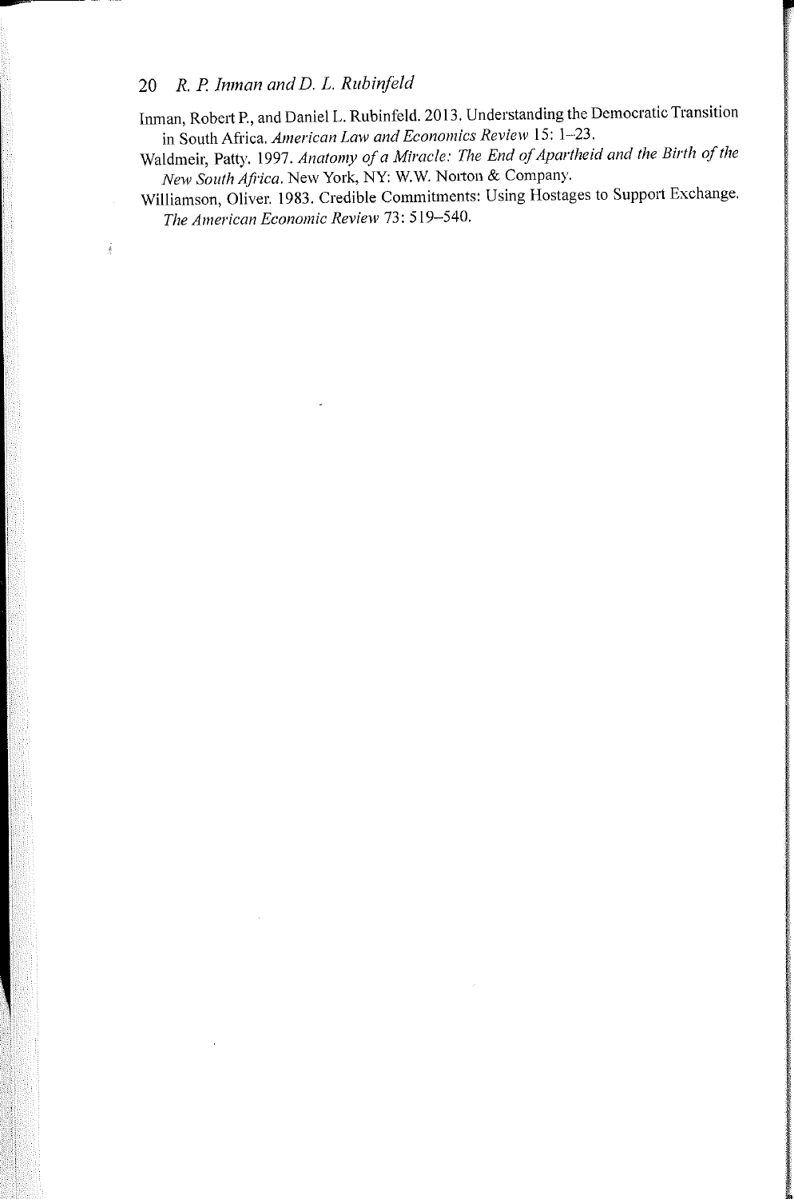Inman, Robert P., and Daniel L. Rubinfeld. 2013. Understanding the Democratic Transition in South Africa. *American Law and Economics Review* 15: 1–23.

Waldmeir, Patty. 1997. *Anatomy of a Miracle: The End of Apartheid and the Birth of the New South Africa*. New York, NY: W.W. Norton & Company.

Williamson, Oliver. 1983. Credible Commitments: Using Hostages to Support Exchange. *The American Economic Review* 73: 519–540.